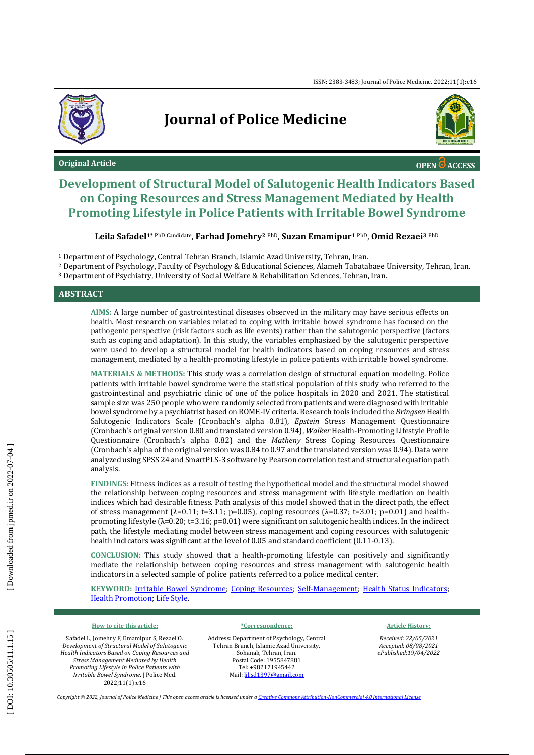Original Article

OPEN ACCESS

# Development of Structural Model of Salutogenic Health Indicators Based on Coping Resources and Stress Management Mediated by Health Promoting Lifestyle in Police Patients with Irritable Bowel Syndrome

**Leila Safadel**[1*] PhD Candidate, **Farhad Jomehry**[2] PhD, **Suzan Emamipur**[1] PhD, **Omid Rezaei**[3] PhD

[1] Department of Psychology, Central Tehran Branch, Islamic Azad University, Tehran, Iran.
[2] Department of Psychology, Faculty of Psychology & Educational Sciences, Alameh Tabatabaee University, Tehran, Iran.
[3] Department of Psychiatry, University of Social Welfare & Rehabilitation Sciences, Tehran, Iran.

## ABSTRACT

**AIMS:** A large number of gastrointestinal diseases observed in the military may have serious effects on health. Most research on variables related to coping with irritable bowel syndrome has focused on the pathogenic perspective (risk factors such as life events) rather than the salutogenic perspective (factors such as coping and adaptation). In this study, the variables emphasized by the salutogenic perspective were used to develop a structural model for health indicators based on coping resources and stress management, mediated by a health-promoting lifestyle in police patients with irritable bowel syndrome.

**MATERIALS & METHODS:** This study was a correlation design of structural equation modeling. Police patients with irritable bowel syndrome were the statistical population of this study who referred to the gastrointestinal and psychiatric clinic of one of the police hospitals in 2020 and 2021. The statistical sample size was 250 people who were randomly selected from patients and were diagnosed with irritable bowel syndrome by a psychiatrist based on ROME-IV criteria. Research tools included the *Bringsen* Health Salutogenic Indicators Scale (Cronbach's alpha 0.81), *Epstein* Stress Management Questionnaire (Cronbach's original version 0.80 and translated version 0.94), *Walker* Health-Promoting Lifestyle Profile Questionnaire (Cronbach's alpha 0.82) and the *Matheny* Stress Coping Resources Questionnaire (Cronbach's alpha of the original version was 0.84 to 0.97 and the translated version was 0.94). Data were analyzed using SPSS 24 and SmartPLS-3 software by Pearson correlation test and structural equation path analysis.

**FINDINGS:** Fitness indices as a result of testing the hypothetical model and the structural model showed the relationship between coping resources and stress management with lifestyle mediation on health indices which had desirable fitness. Path analysis of this model showed that in the direct path, the effect of stress management ($\lambda=0.11$; $t=3.11$; $p=0.05$), coping resources ($\lambda=0.37$; $t=3.01$; $p=0.01$) and health-promoting lifestyle ($\lambda=0.20$; $t=3.16$; $p=0.01$) were significant on salutogenic health indices. In the indirect path, the lifestyle mediating model between stress management and coping resources with salutogenic health indicators was significant at the level of 0.05 and standard coefficient (0.11-0.13).

**CONCLUSION:** This study showed that a health-promoting lifestyle can positively and significantly mediate the relationship between coping resources and stress management with salutogenic health indicators in a selected sample of police patients referred to a police medical center.

**KEYWORD:** Irritable Bowel Syndrome; Coping Resources; Self-Management; Health Status Indicators; Health Promotion; Life Style.

**How to cite this article:**

Safadel L, Jomehry F, Emamipur S, Rezaei O. *Development of Structural Model of Salutogenic Health Indicators Based on Coping Resources and Stress Management Mediated by Health Promoting Lifestyle in Police Patients with Irritable Bowel Syndrome.* J Police Med. 2022;11(1):e16

***Correspondence:**

Address: Department of Psychology, Central Tehran Branch, Islamic Azad University, Sohanak, Tehran, Iran.
Postal Code: 1955847881
Tel: +982171945442
Mail: lil.sd1397@gmail.com

**Article History:**

*Received: 22/05/2021*
*Accepted: 08/08/2021*
*ePublished:19/04/2022*

*Copyright © 2022, Journal of Police Medicine | This open access article is licensed under a Creative Commons Attribution-NonCommercial 4.0 International License*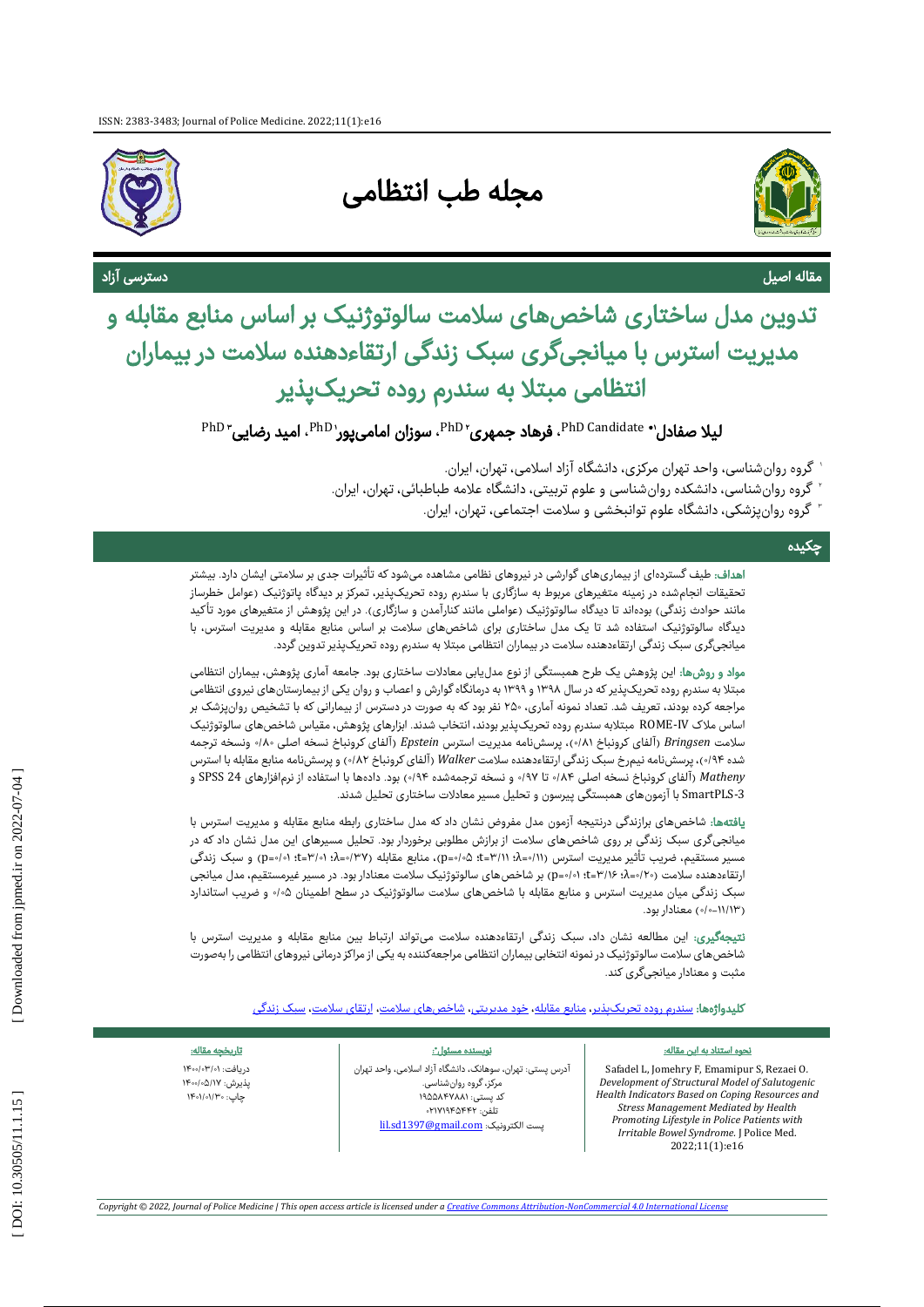مقاله اصیل

دسترسی آزاد

# تدوین مدل ساختاری شاخص‌های سلامت سالوتوژنیک بر اساس منابع مقابله و مدیریت استرس با میانجی‌گری سبک زندگی ارتقاءدهنده سلامت در بیماران انتظامی مبتلا به سندرم روده تحریک‌پذیر

**لیلا صفادل**[1*] PhD Candidate، **فرهاد جمهری**[2] PhD، **سوزان امامی‌پور**[1] PhD، **امید رضایی**[3] PhD

[1] گروه روان‌شناسی، واحد تهران مرکزی، دانشگاه آزاد اسلامی، تهران، ایران.

[2] گروه روان‌شناسی، دانشکده روان‌شناسی و علوم تربیتی، دانشگاه علامه طباطبائی، تهران، ایران.

[3] گروه روان‌پزشکی، دانشگاه علوم توانبخشی و سلامت اجتماعی، تهران، ایران.

## چکیده

**اهداف:** طیف گسترده‌ای از بیماری‌های گوارشی در نیروهای نظامی مشاهده می‌شود که تأثیرات جدی بر سلامتی ایشان دارد. بیشتر تحقیقات انجام‌شده در زمینه متغیرهای مربوط به سازگاری به سندرم روده تحریک‌پذیر، تمرکز بر دیدگاه پاتوژنیک (عوامل خطرساز مانند حوادث زندگی) بوده‌اند تا دیدگاه سالوتوژنیک (عواملی مانند کنارآمدن و سازگاری). در این پژوهش از متغیرهای مورد تأکید دیدگاه سالوتوژنیک استفاده شد تا یک مدل ساختاری برای شاخص‌های سلامت بر اساس منابع مقابله و مدیریت استرس، با میانجی‌گری سبک زندگی ارتقاءدهنده سلامت در بیماران انتظامی مبتلا به سندرم روده تحریک‌پذیر تدوین گردد.

**مواد و روش‌ها:** این پژوهش یک طرح همبستگی از نوع مدل‌یابی معادلات ساختاری بود. جامعه آماری پژوهش، بیماران انتظامی مبتلا به سندرم روده تحریک‌پذیر که در سال ۱۳۹۸ و ۱۳۹۹ به درمانگاه گوارش و اعصاب و روان یکی از بیمارستان‌های نیروی انتظامی مراجعه کرده بودند، تعریف شد. تعداد نمونه آماری، ۲۵۰ نفر بود که به صورت در دسترس از بیمارانی که با تشخیص روان‌پزشک بر اساس ملاک ROME-IV مبتلابه سندرم روده تحریک‌پذیر بودند، انتخاب شدند. ابزارهای پژوهش، مقیاس شاخص‌های سالوتوژنیک سلامت *Bringsen* (آلفای کرونباخ ۰/۸۱)، پرسش‌نامه مدیریت استرس *Epstein* (آلفای کرونباخ نسخه اصلی ۰/۸۰ ونسخه ترجمه شده ۰/۹۴)، پرسش‌نامه نیم‌رخ سبک زندگی ارتقاءدهنده سلامت *Walker* (آلفای کرونباخ ۰/۸۲) و پرسش‌نامه منابع مقابله با استرس *Matheny* (آلفای کرونباخ نسخه اصلی ۰/۸۴ تا ۰/۹۷ و نسخه ترجمه‌شده ۰/۹۴) بود. داده‌ها با استفاده از نرم‌افزارهای SPSS 24 و SmartPLS-3 با آزمون‌های همبستگی پیرسون و تحلیل مسیر معادلات ساختاری تحلیل شدند.

**یافته‌ها:** شاخص‌های برازندگی درنتیجه آزمون مدل مفروض نشان داد که مدل ساختاری رابطه منابع مقابله و مدیریت استرس با میانجی‌گری سبک زندگی بر روی شاخص‌های سلامت از برازش مطلوبی برخوردار بود. تحلیل مسیرهای این مدل نشان داد که در مسیر مستقیم، ضریب تأثیر مدیریت استرس (۰/۱۱=λ؛ ۳/۱۱=t؛ ۰/۰۵=p)، منابع مقابله (۰/۳۷=λ؛ ۳/۰۱=t؛ ۰/۰۱=p) و سبک زندگی ارتقاءدهنده سلامت (۰/۲۰=λ؛ ۳/۱۶=t؛ ۰/۰۱=p) بر شاخص‌های سالوتوژنیک سلامت معنادار بود. در مسیر غیرمستقیم، مدل میانجی سبک زندگی میان مدیریت استرس و منابع مقابله با شاخص‌های سلامت سالوتوژنیک در سطح اطمینان ۰/۰۵ و ضریب استاندارد (۰/۰-۱۱/۱۳) معنادار بود.

**نتیجه‌گیری:** این مطالعه نشان داد، سبک زندگی ارتقاءدهنده سلامت می‌تواند ارتباط بین منابع مقابله و مدیریت استرس با شاخص‌های سلامت سالوتوژنیک در نمونه انتخابی بیماران انتظامی مراجعه‌کننده به یکی از مراکز درمانی نیروهای انتظامی را به‌صورت مثبت و معنادار میانجی‌گری کند.

**کلیدواژه‌ها:** سندرم روده تحریک‌پذیر، منابع مقابله، خود مدیریتی، شاخص‌های سلامت، ارتقای سلامت، سبک زندگی

**نحوه استناد به این مقاله:**

Safadel L, Jomehry F, Emamipur S, Rezaei O. *Development of Structural Model of Salutogenic Health Indicators Based on Coping Resources and Stress Management Mediated by Health Promoting Lifestyle in Police Patients with Irritable Bowel Syndrome.* J Police Med. 2022;11(1):e16

**نویسنده مسئول\*:**

آدرس پستی: تهران، سوهانک، دانشگاه آزاد اسلامی، واحد تهران مرکز، گروه روان‌شناسی.
کد پستی: ۱۹۵۵۸۴۷۸۸۱
تلفن: ۰۲۱۷۱۹۴۵۴۴۲
پست الکترونیک: lil.sd1397@gmail.com

**تاریخچه مقاله:**

دریافت: ۱۴۰۰/۰۳/۰۱
پذیرش: ۱۴۰۰/۰۵/۱۷
چاپ: ۱۴۰۱/۰۱/۳۰

Copyright © 2022, Journal of Police Medicine | This open access article is licensed under a Creative Commons Attribution-NonCommercial 4.0 International License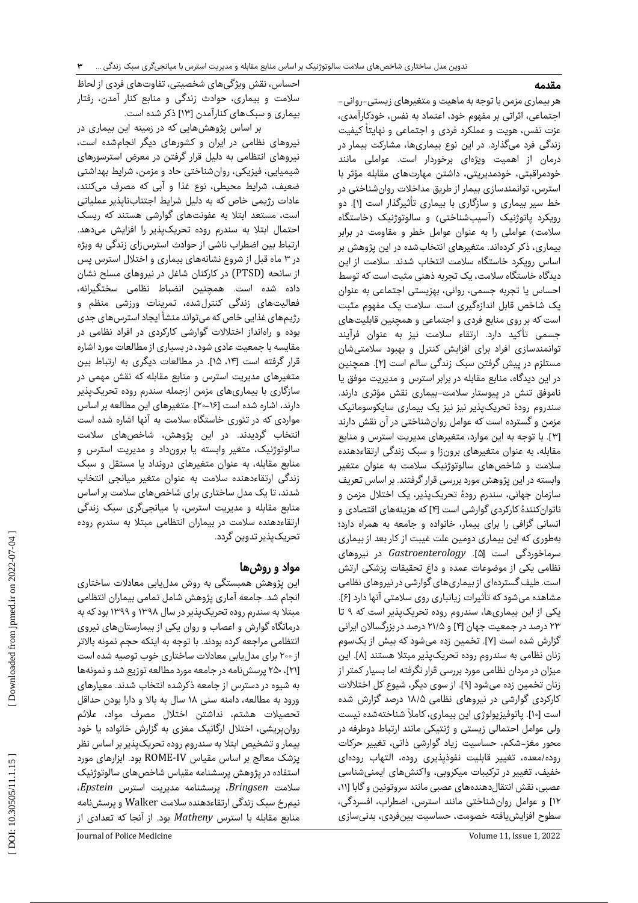## مقدمه

هر بیماری مزمن با توجه به ماهیت و متغیرهای زیستی-روانی-اجتماعی، اثراتی بر مفهوم خود، اعتماد به نفس، خودکارآمدی، عزت نفس، هویت و عملکرد فردی و اجتماعی و نهایتاً کیفیت زندگی فرد می‌گذارد. در این نوع بیماری‌ها، مشارکت بیمار در درمان از اهمیت ویژه‌ای برخوردار است. عواملی مانند خودمراقبتی، خودمدیریتی، داشتن مهارت‌های مقابله مؤثر با استرس، توانمندسازی بیمار از طریق مداخلات روان‌شناختی در خط سیر بیماری و سازگاری با بیماری تأثیرگذار است [۱]. دو رویکرد پاتوژنیک (آسیب‌شناختی) و سالوتوژنیک (خاستگاه سلامت) عواملی را به عنوان عوامل خطر و مقاومت در برابر بیماری، ذکر کرده‌اند. متغیرهای انتخاب‌شده در این پژوهش بر اساس رویکرد خاستگاه سلامت انتخاب شدند. سلامت از این دیدگاه خاستگاه سلامت، یک تجربه ذهنی مثبت است که توسط احساس یا تجربه جسمی، روانی، بهزیستی اجتماعی به عنوان یک شاخص قابل اندازه‌گیری است. سلامت یک مفهوم مثبت است که بر روی منابع فردی و اجتماعی و همچنین قابلیت‌های جسمی تأکید دارد. ارتقاء سلامت نیز به عنوان فرآیند توانمندسازی افراد برای افزایش کنترل و بهبود سلامتی‌شان مستلزم در پیش گرفتن سبک زندگی سالم است [۲]. همچنین در این دیدگاه، منابع مقابله در برابر استرس و مدیریت موفق یا ناموفق تنش در پیوستار سلامت-بیماری نقش مؤثری دارند. سندروم رودهٔ تحریک‌پذیر نیز یک بیماری سایکوسوماتیک مزمن و گسترده است که عوامل روان‌شناختی در آن نقش دارند [۳]. با توجه به این موارد، متغیرهای مدیریت استرس و منابع مقابله، به عنوان متغیرهای برون‌زا و سبک زندگی ارتقاءدهنده سلامت و شاخص‌های سالوتوژنیک سلامت به عنوان متغیر وابسته در این پژوهش مورد بررسی قرار گرفتند. بر اساس تعریف سازمان جهانی، سندرم رودهٔ تحریک‌پذیر، یک اختلال مزمن و ناتوان‌کنندهٔ کارکردی گوارشی است [۴] که هزینه‌های اقتصادی و انسانی گزافی را برای بیمار، خانواده و جامعه به همراه دارد؛ به‌طوری که این بیماری دومین علت غیبت از کار بعد از بیماری سرماخوردگی است [۵]. *Gastroenterology* در نیروهای نظامی یکی از موضوعات عمده و داغ تحقیقات پزشکی ارتش است. طیف گسترده‌ای از بیماری‌های گوارشی در نیروهای نظامی مشاهده می‌شود که تأثیرات زیانباری روی سلامتی آنها دارد [۶]. یکی از این بیماری‌ها، سندروم روده تحریک‌پذیر است که ۹ تا ۲۳ درصد در جمعیت جهان [۴] و ۲۱/۵ درصد در بزرگسالان ایرانی گزارش شده است [۷]. تخمین زده می‌شود که بیش از یک‌سوم زنان نظامی به سندروم روده تحریک‌پذیر مبتلا هستند [۸]. این میزان در مردان نظامی مورد بررسی قرار نگرفته اما بسیار کمتر از زنان تخمین زده می‌شود [۹]. از سوی دیگر، شیوع کل اختلالات کارکردی گوارشی در نیروهای نظامی ۱۸/۵ درصد گزارش شده است [۱۰]. پاتوفیزیولوژی این بیماری، کاملاً شناخته‌شده نیست ولی عوامل احتمالی زیستی و ژنتیکی مانند ارتباط دوطرفه در محور مغز-شکم، حساسیت زیاد گوارشی ذاتی، تغییر حرکات روده/معده، تغییر قابلیت نفوذپذیری روده، التهاب روده‌ای خفیف، تغییر در ترکیبات میکروبی، واکنش‌های ایمنی‌شناسی عصبی، نقش انتقال‌دهنده‌های عصبی مانند سروتونین و گابا [۱۱، ۱۲] و عوامل روان‌شناختی مانند استرس، اضطراب، افسردگی، سطوح افزایش‌یافته خصومت، حساسیت بین‌فردی، بدنی‌سازی احساس، نقش ویژگی‌های شخصیتی، تفاوت‌های فردی از لحاظ سلامت و بیماری، حوادث زندگی و منابع کنار آمدن، رفتار بیماری و سبک‌های کنارآمدن [۱۳] ذکر شده است.

بر اساس پژوهش‌هایی که در زمینه این بیماری در نیروهای نظامی در ایران و کشورهای دیگر انجام‌شده است، نیروهای انتظامی به دلیل قرار گرفتن در معرض استرسورهای شیمیایی، فیزیکی، روان‌شناختی حاد و مزمن، شرایط بهداشتی ضعیف، شرایط محیطی، نوع غذا و آبی که مصرف می‌کنند، عادات رژیمی خاص که به دلیل شرایط اجتناب‌ناپذیر عملیاتی است، مستعد ابتلا به عفونت‌های گوارشی هستند که ریسک احتمال ابتلا به سندرم روده تحریک‌پذیر را افزایش می‌دهد. ارتباط بین اضطراب ناشی از حوادث استرس‌زای زندگی به ویژه در ۳ ماه قبل از شروع نشانه‌های بیماری و اختلال استرس پس از سانحه (PTSD) در کارکنان شاغل در نیروهای مسلح نشان داده شده است. همچنین انضباط نظامی سختگیرانه، فعالیت‌های زندگی کنترل‌شده، تمرینات ورزشی منظم و رژیم‌های غذایی خاص که می‌تواند منشأ ایجاد استرس‌های جدی بوده و راه‌انداز اختلالات گوارشی کارکردی در افراد نظامی در مقایسه با جمعیت عادی شود، در بسیاری از مطالعات مورد اشاره قرار گرفته است [۱۴، ۱۵]. در مطالعات دیگری به ارتباط بین متغیرهای مدیریت استرس و منابع مقابله که نقش مهمی در سازگاری با بیماری‌های مزمن ازجمله سندرم روده تحریک‌پذیر دارند، اشاره شده است [۱۶-۲۰]. متغیرهای این مطالعه بر اساس مواردی که در تئوری خاستگاه سلامت به آنها اشاره شده است انتخاب گردیدند. در این پژوهش، شاخص‌های سلامت سالوتوژنیک، متغیر وابسته یا برون‌داد و مدیریت استرس و منابع مقابله، به عنوان متغیرهای درونداد یا مستقل و سبک زندگی ارتقاءدهنده سلامت به عنوان متغیر میانجی انتخاب شدند، تا یک مدل ساختاری برای شاخص‌های سلامت بر اساس منابع مقابله و مدیریت استرس، با میانجی‌گری سبک زندگی ارتقاءدهنده سلامت در بیماران انتظامی مبتلا به سندرم روده تحریک‌پذیر تدوین گردد.

## مواد و روش‌ها

این پژوهش همبستگی به روش مدل‌یابی معادلات ساختاری انجام شد. جامعه آماری پژوهش شامل تمامی بیماران انتظامی مبتلا به سندرم روده تحریک‌پذیر در سال ۱۳۹۸ و ۱۳۹۹ بود که به درمانگاه گوارش و اعصاب و روان یکی از بیمارستان‌های نیروی انتظامی مراجعه کرده بودند. با توجه به اینکه حجم نمونه بالاتر از ۲۰۰ برای مدل‌یابی معادلات ساختاری خوب توصیه شده است [۲۱]، ۲۵۰ پرسش‌نامه در جامعه مورد مطالعه توزیع شد و نمونه‌ها به شیوه در دسترس از جامعه ذکرشده انتخاب شدند. معیارهای ورود به مطالعه، دامنه سنی ۱۸ سال به بالا و دارا بودن حداقل تحصیلات هشتم، نداشتن اختلال مصرف مواد، علائم روان‌پریشی، اختلال ارگانیک مغزی به گزارش خانواده یا خود بیمار و تشخیص ابتلا به سندروم روده تحریک‌پذیر بر اساس نظر پزشک معالج بر اساس مقیاس ROME-IV بود. ابزارهای مورد استفاده در پژوهش پرسشنامه مقیاس شاخص‌های سالوتوژنیک سلامت *Bringsen*، پرسشنامه مدیریت استرس *Epstein*، نیم‌رخ سبک زندگی ارتقاءدهنده سلامت Walker و پرسش‌نامه منابع مقابله با استرس *Matheny* بود. از آنجا که تعدادی از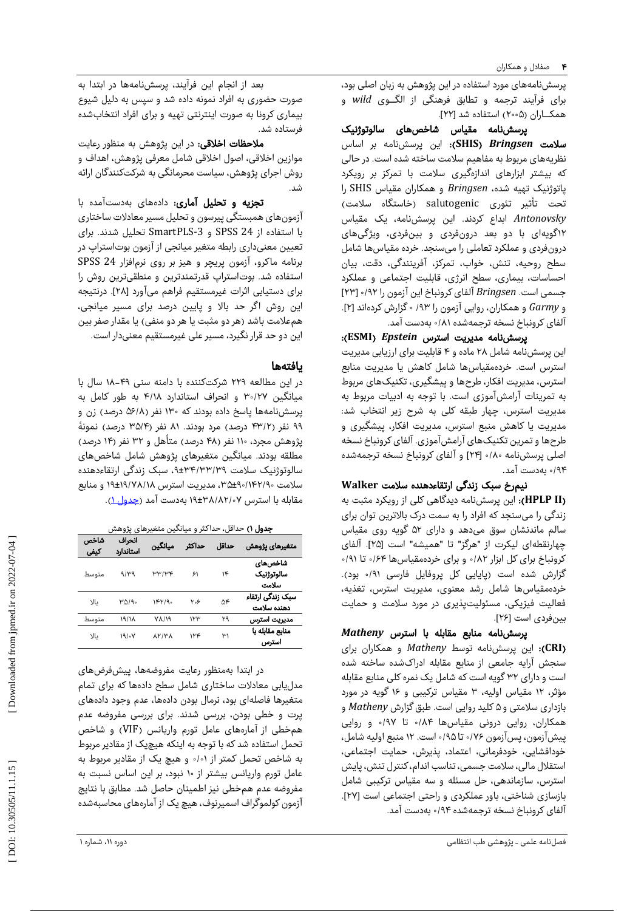پرسش‌نامه‌های مورد استفاده در این پژوهش به زبان اصلی بود، برای فرآیند ترجمه و تطابق فرهنگی از الگوی *wild* و همکاران (۲۰۰۵) استفاده شد [۲۲].

**پرسش‌نامه مقیاس شاخص‌های سالوتوژنیک سلامت *Bringsen* (SHIS):** این پرسش‌نامه بر اساس نظریه‌های مربوط به مفاهیم سلامت ساخته شده است. درحالی که بیشتر ابزارهای اندازه‌گیری سلامت با تمرکز بر رویکرد پاتوژنیک تهیه شده، *Bringsen* و همکاران مقیاس SHIS را تحت تأثیر تئوری salutogenic (خاستگاه سلامت) *Antonovsky* ابداع کردند. این پرسش‌نامه، یک مقیاس ۱۲گویه‌ای با دو بعد درون‌فردی و بین‌فردی، ویژگی‌های درون‌فردی و عملکرد تعاملی را می‌سنجد. خرده مقیاس‌ها شامل سطح روحیه، تنش، خواب، تمرکز، آفرینندگی، دقت، بیان احساسات، بیماری، سطح انرژی، قابلیت اجتماعی و عملکرد جسمی است. *Bringsen* آلفای کرونباخ این آزمون را ۰/۹۲ [۲۳] و *Garmy* و همکاران، روایی آزمون را ۰/۹۳ گزارش کرده‌اند [۲]. آلفای کرونباخ نسخه ترجمه‌شده ۰/۸۱ به‌دست آمد.

**پرسش‌نامه مدیریت استرس *Epstein* (ESMI):** این پرسش‌نامه شامل ۲۸ ماده و ۴ قابلیت برای ارزیابی مدیریت استرس است. خرده‌مقیاس‌ها شامل کاهش یا مدیریت منابع استرس، مدیریت افکار، طرح‌ها و پیشگیری، تکنیک‌های مربوط به تمرینات آرامش‌آموزی است. با توجه به ادبیات مربوط به مدیریت استرس، چهار طبقه کلی به شرح زیر انتخاب شد: مدیریت یا کاهش منبع استرس، مدیریت افکار، پیشگیری و طرح‌ها و تمرین تکنیک‌های آرامش‌آموزی. آلفای کرونباخ نسخه اصلی پرسش‌نامه ۰/۸۰ [۲۴] و آلفای کرونباخ نسخه ترجمه‌شده ۰/۹۴ به‌دست آمد.

**نیم‌رخ سبک زندگی ارتقاءدهنده سلامت Walker (HPLP II):** این پرسش‌نامه دیدگاهی کلی از رویکرد مثبت به زندگی را می‌سنجد که افراد را به سمت درک بالاترین توان برای سالم ماندنشان سوق می‌دهد و دارای ۵۲ گویه روی مقیاس چهارنقطه‌ای لیکرت از "هرگز" تا "همیشه" است [۲۵]. آلفای کرونباخ برای کل ابزار ۰/۸۲ و برای خرده‌مقیاس‌ها ۰/۶۴ تا ۰/۹۱ گزارش شده است (پایایی کل پروفایل فارسی ۰/۹۱ بود). خرده‌مقیاس‌ها شامل رشد معنوی، مدیریت استرس، تغذیه، فعالیت فیزیکی، مسئولیت‌پذیری در مورد سلامت و حمایت بین‌فردی است [۲۶].

**پرسش‌نامه منابع مقابله با استرس *Matheny* (CRI):** این پرسش‌نامه توسط *Matheny* و همکاران برای سنجش آرایه جامعی از منابع مقابله ادراک‌شده ساخته شده است و دارای ۳۲ گویه است که شامل یک نمره کلی منابع مقابله مؤثر، ۱۲ مقیاس اولیه، ۳ مقیاس ترکیبی و ۱۶ گویه در مورد بازداری سلامتی و ۵ کلید روایی است. طبق گزارش *Matheny* و همکاران، روایی درونی مقیاس‌ها ۰/۸۴ تا ۰/۹۷ و روایی پیش‌آزمون، پس‌آزمون ۰/۷۶ تا ۰/۹۵ است. ۱۲ منبع اولیه شامل، خودافشایی، خودفرمانی، اعتماد، پذیرش، حمایت اجتماعی، استقلال مالی، سلامت جسمی، تناسب اندام، کنترل تنش، پایش استرس، سازماندهی، حل مسئله و سه مقیاس ترکیبی شامل بازسازی شناختی، باور عملکردی و راحتی اجتماعی است [۲۷]. آلفای کرونباخ نسخه ترجمه‌شده ۰/۹۴ به‌دست آمد.

بعد از انجام این فرآیند، پرسش‌نامه‌ها در ابتدا به صورت حضوری به افراد نمونه داده شد و سپس به دلیل شیوع بیماری کرونا به صورت اینترنتی تهیه و برای افراد انتخاب‌شده فرستاده شد.

**ملاحظات اخلاقی:** در این پژوهش به منظور رعایت موازین اخلاقی، اصول اخلاقی شامل معرفی پژوهش، اهداف و روش اجرای پژوهش، سیاست محرمانگی به شرکت‌کنندگان ارائه شد.

**تجزیه و تحلیل آماری:** داده‌های به‌دست‌آمده با آزمون‌های همبستگی پیرسون و تحلیل مسیر معادلات ساختاری با استفاده از SPSS 24 و SmartPLS-3 تحلیل شدند. برای تعیین معنی‌داری رابطه متغیر میانجی از آزمون بوت‌استراپ در برنامه ماکرو، آزمون پریچر و هیز بر روی نرم‌افزار SPSS 24 استفاده شد. بوت‌استراپ قدرتمندترین و منطقی‌ترین روش را برای دستیابی اثرات غیرمستقیم فراهم می‌آورد [۲۸]. درنتیجه این روش اگر حد بالا و پایین درصد برای مسیر میانجی، هم‌علامت باشد (هر دو مثبت یا هر دو منفی) یا مقدار صفر بین این دو حد قرار نگیرد، مسیر علی غیرمستقیم معنی‌دار است.

## یافته‌ها

در این مطالعه ۲۲۹ شرکت‌کننده با دامنه سنی ۴۹-۱۸ سال با میانگین ۳۰/۲۷ و انحراف استاندارد ۴/۱۸ به طور کامل به پرسش‌نامه‌ها پاسخ داده بودند که ۱۳۰ نفر (۵۶/۸ درصد) زن و ۹۹ نفر (۴۳/۲ درصد) مرد بودند. ۸۱ نفر (۳۵/۴ درصد) نمونهٔ پژوهش مجرد، ۱۱۰ نفر (۴۸ درصد) متأهل و ۳۲ نفر (۱۴ درصد) مطلقه بودند. میانگین متغیرهای پژوهش شامل شاخص‌های سالوتوژنیک سلامت ۹/۳۹±۳۴/۳۳، سبک زندگی ارتقاءدهنده سلامت ۳۵/۹۰±۱۴۲/۹۰، مدیریت استرس ۱۹/۱۸±۷۸/۱۹ و منابع مقابله با استرس ۱۹/۰۷±۸۲/۳۸ به‌دست آمد (جدول ۱).

**جدول ۱)** حداقل، حداکثر و میانگین متغیرهای پژوهش

| متغیرهای پژوهش | حداقل | حداکثر | میانگین | انحراف استاندارد | شاخص کیفی |
|---|---|---|---|---|---|
| شاخص‌های سالوتوژنیک سلامت | ۱۴ | ۶۱ | ۳۳/۳۴ | ۹/۳۹ | متوسط |
| سبک زندگی ارتقاء دهنده سلامت | ۵۴ | ۲۰۶ | ۱۴۲/۹۰ | ۳۵/۹۰ | بالا |
| مدیریت استرس | ۲۹ | ۱۲۳ | ۷۸/۱۹ | ۱۹/۱۸ | متوسط |
| منابع مقابله با استرس | ۳۱ | ۱۲۴ | ۸۲/۳۸ | ۱۹/۰۷ | بالا |

در ابتدا به‌منظور رعایت مفروضه‌ها، پیش‌فرض‌های مدل‌یابی معادلات ساختاری شامل سطح داده‌ها که برای تمام متغیرها فاصله‌ای بود، نرمال بودن داده‌ها، عدم وجود داده‌های پرت و خطی بودن، بررسی شدند. برای بررسی مفروضه عدم هم‌خطی از آماره‌های عامل تورم واریانس (VIF) و شاخص تحمل استفاده شد که با توجه به اینکه هیچ‌یک از مقادیر مربوط به شاخص تحمل کمتر از ۰/۱ و هیچ یک از مقادیر مربوط به عامل تورم واریانس بیشتر از ۱۰ نبود، بر این اساس نسبت به مفروضه عدم هم‌خطی نیز اطمینان حاصل شد. مطابق با نتایج آزمون کولموگراف اسمیرنوف، هیچ یک از آماره‌های محاسبه‌شده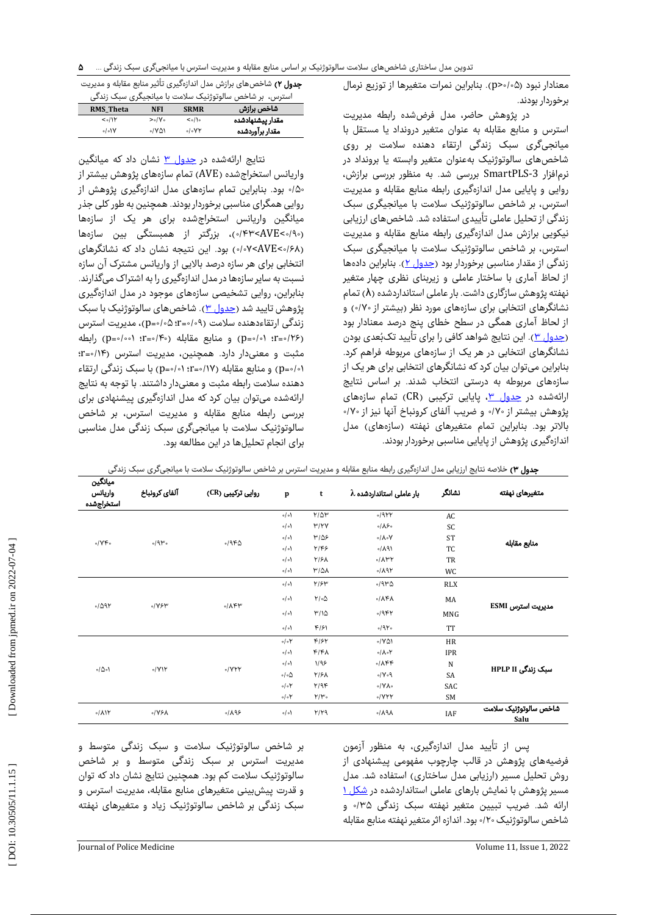معنادار نبود (p>۰/۰۵). بنابراین نمرات متغیرها از توزیع نرمال برخوردار بودند.

در پژوهش حاضر، مدل فرض‌شده رابطه مدیریت استرس و منابع مقابله به عنوان متغیر درونداد یا مستقل با میانجیگری سبک زندگی ارتقاء دهنده سلامت بر روی شاخص‌های سالوتوژنیک به‌عنوان متغیر وابسته یا برونداد در نرم‌افزار SmartPLS-3 بررسی شد. به منظور بررسی برازش، روایی و پایایی مدل اندازه‌گیری رابطه منابع مقابله و مدیریت استرس، بر شاخص سالوتوژنیک سلامت با میانجیگری سبک زندگی از تحلیل عاملی تأییدی استفاده شد. شاخص‌های ارزیابی نیکویی برازش مدل اندازه‌گیری رابطه منابع مقابله و مدیریت استرس، بر شاخص سالوتوژنیک سلامت با میانجیگری سبک زندگی از مقدار مناسبی برخوردار بود (جدول ۲). بنابراین داده‌ها از لحاظ آماری با ساختار عاملی و زیربنای نظری چهار متغیر نهفته پژوهش سازگاری داشت. بار عاملی استانداردشده (λ) تمام نشانگرهای انتخابی برای سازه‌های مورد نظر (بیشتر از ۰/۷۰) و از لحاظ آماری همگی در سطح خطای پنج درصد معنادار بود (جدول ۳). این نتایج شواهد کافی را برای تأیید تک‌بُعدی بودن نشانگرهای انتخابی در هر یک از سازه‌های مربوطه فراهم کرد. بنابراین می‌توان بیان کرد که نشانگرهای انتخابی برای هر یک از سازه‌های مربوطه به درستی انتخاب شدند. بر اساس نتایج ارائه‌شده در جدول ۳، پایایی ترکیبی (CR) تمام سازه‌های پژوهش بیشتر از ۰/۷۰ و ضریب آلفای کرونباخ آنها نیز از ۰/۷۰ بالاتر بود. بنابراین تمام متغیرهای نهفته (سازه‌های) مدل اندازه‌گیری پژوهش از پایایی مناسبی برخوردار بودند.

**جدول ۲)** شاخص‌های برازش مدل اندازه‌گیری تأثیر منابع مقابله و مدیریت استرس، بر شاخص سالوتوژنیک سلامت با میانجیگری سبک زندگی

| شاخص برازش | SRMR | NFI | RMS_Theta |
|---|---|---|---|
| مقدار پیشنهادشده | <۰/۱۰ | >۰/۷۰ | <۰/۱۲ |
| مقدار برآوردشده | ۰/۰۷۲ | ۰/۷۵۱ | ۰/۰۱۷ |

نتایج ارائه‌شده در جدول ۳ نشان داد که میانگین واریانس استخراج‌شده (AVE) تمام سازه‌های پژوهش بیشتر از ۰/۵۰ بود. بنابراین تمام سازه‌های مدل اندازه‌گیری پژوهش از روایی همگرای مناسبی برخوردار بودند. همچنین به طور کلی جذر میانگین واریانس استخراج‌شده برای هر یک از سازه‌ها (۰/۹۰>AVE>۰/۴۳)، بزرگتر از همبستگی بین سازه‌ها (۰/۶۸>AVE>۰/۰۷) بود. این نتیجه نشان داد که نشانگرهای انتخابی برای هر سازه درصد بالایی از واریانس مشترک آن سازه نسبت به سایر سازه‌ها در مدل اندازه‌گیری را به اشتراک می‌گذارند. بنابراین، روایی تشخیصی سازه‌های موجود در مدل اندازه‌گیری پژوهش تایید شد (جدول ۳). شاخص‌های سالوتوژنیک با سبک زندگی ارتقاءدهنده سلامت (r=۰/۰۹؛ p=۰/۰۵)، مدیریت استرس (r=۰/۲۶؛ p=۰/۰۱) و منابع مقابله (r=۰/۴۰؛ p=۰/۰۰۱) رابطه مثبت و معنی‌دار دارد. همچنین، مدیریت استرس (r=۰/۱۴؛ p=۰/۰۱) و منابع مقابله (r=۰/۱۷؛ p=۰/۰۱) با سبک زندگی ارتقاء دهنده سلامت رابطه مثبت و معنی‌دار داشتند. با توجه به نتایج ارائه‌شده می‌توان بیان کرد که مدل اندازه‌گیری پیشنهادی برای بررسی رابطه منابع مقابله و مدیریت استرس، بر شاخص سالوتوژنیک سلامت با میانجیگری سبک زندگی مدل مناسبی برای انجام تحلیل‌ها در این مطالعه بود.

**جدول ۳)** خلاصه نتایج ارزیابی مدل اندازه‌گیری رابطه منابع مقابله و مدیریت استرس بر شاخص سالوتوژنیک سلامت با میانجیگری سبک زندگی

| متغیرهای نهفته | نشانگر | بار عاملی استانداردشده λ | t | p | روایی ترکیبی (CR) | آلفای کرونباخ | میانگین واریانس استخراج‌شده |
|---|---|---|---|---|---|---|---|
| منابع مقابله | AC | ۰/۹۲۲ | ۲/۵۳ | ۰/۰۱ | ۰/۹۴۵ | ۰/۹۳۰ | ۰/۷۴۰ |
| | SC | ۰/۸۶۰ | ۳/۲۷ | ۰/۰۱ | | | |
| | ST | ۰/۸۰۷ | ۳/۵۶ | ۰/۰۱ | | | |
| | TC | ۰/۸۹۱ | ۲/۴۶ | ۰/۰۱ | | | |
| | TR | ۰/۸۳۲ | ۲/۶۸ | ۰/۰۱ | | | |
| | WC | ۰/۸۹۲ | ۳/۵۸ | ۰/۰۱ | | | |
| مدیریت استرس ESMI | RLX | ۰/۹۳۵ | ۲/۶۳ | ۰/۰۱ | ۰/۸۴۳ | ۰/۷۶۳ | ۰/۵۹۲ |
| | MA | ۰/۸۴۸ | ۲/۰۵ | ۰/۰۱ | | | |
| | MNG | ۰/۹۴۲ | ۳/۱۵ | ۰/۰۱ | | | |
| | TT | ۰/۹۲۰ | ۴/۶۱ | ۰/۰۱ | | | |
| سبک زندگی HPLP II | HR | ۰/۷۵۱ | ۴/۶۲ | ۰/۰۲ | ۰/۷۲۲ | ۰/۷۱۲ | ۰/۵۰۱ |
| | IPR | ۰/۸۰۲ | ۴/۴۸ | ۰/۰۱ | | | |
| | N | ۰/۸۴۴ | ۱/۹۶ | ۰/۰۱ | | | |
| | SA | ۰/۷۰۹ | ۲/۶۸ | ۰/۰۵ | | | |
| | SAC | ۰/۷۸۰ | ۲/۹۴ | ۰/۰۲ | | | |
| | SM | ۰/۷۲۲ | ۲/۳۰ | ۰/۰۲ | | | |
| شاخص سالوتوژنیک سلامت Salu | IAF | ۰/۸۹۸ | ۲/۲۹ | ۰/۰۱ | ۰/۸۹۶ | ۰/۷۶۸ | ۰/۸۱۲ |

پس از تأیید مدل اندازه‌گیری، به منظور آزمون فرضیه‌های پژوهش در قالب چارچوب مفهومی پیشنهادی از روش تحلیل مسیر (ارزیابی مدل ساختاری) استفاده شد. مدل مسیر پژوهش با نمایش بارهای عاملی استانداردشده در شکل ۱ ارائه شد. ضریب تبیین متغیر نهفته سبک زندگی ۰/۳۵ و شاخص سالوتوژنیک ۰/۲۰ بود. اندازه اثر متغیر نهفته منابع مقابله بر شاخص سالوتوژنیک سلامت و سبک زندگی متوسط و مدیریت استرس بر سبک زندگی متوسط و بر شاخص سالوتوژنیک سلامت کم بود. همچنین نتایج نشان داد که توان و قدرت پیش‌بینی متغیرهای منابع مقابله، مدیریت استرس و سبک زندگی بر شاخص سالوتوژنیک زیاد و متغیرهای نهفته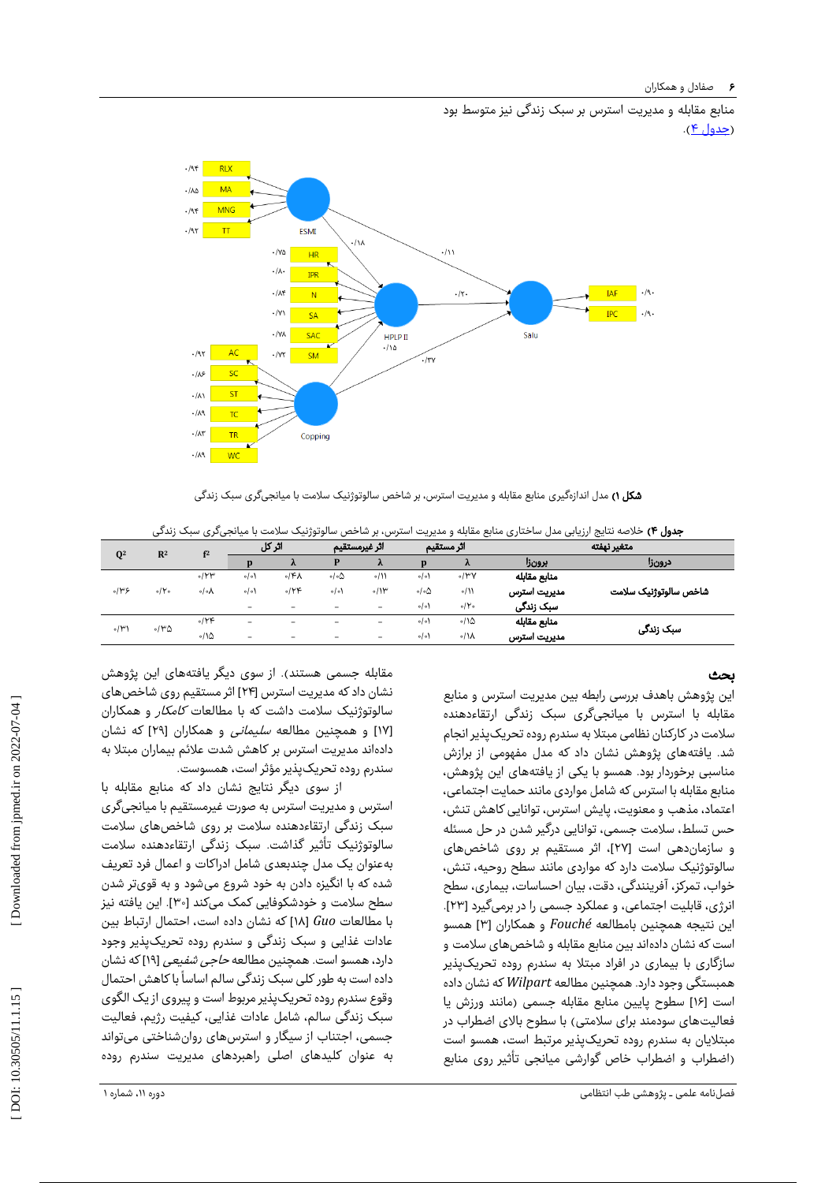منابع مقابله و مدیریت استرس بر سبک زندگی نیز متوسط بود (جدول ۴).

**شکل ۱)** مدل اندازه‌گیری منابع مقابله و مدیریت استرس، بر شاخص سالوتوژنیک سلامت با میانجی‌گری سبک زندگی

**جدول ۴)** خلاصه نتایج ارزیابی مدل ساختاری منابع مقابله و مدیریت استرس، بر شاخص سالوتوژنیک سلامت با میانجی‌گری سبک زندگی

| متغیر نهفته | | اثر مستقیم | | اثر غیرمستقیم | | اثر کل | | $f^2$ | $R^2$ | $Q^2$ |
|---|---|---|---|---|---|---|---|---|---|---|
| درونزا | برونزا | λ | p | λ | P | λ | p | | | |
| شاخص سالوتوژنیک سلامت | منابع مقابله | ۰/۳۷ | ۰/۰۱ | ۰/۱۱ | ۰/۰۵ | ۰/۴۸ | ۰/۰۱ | ۰/۲۳ | ۰/۲۰ | ۰/۳۶ |
| | مدیریت استرس | ۰/۱۱ | ۰/۰۵ | ۰/۱۳ | ۰/۰۱ | ۰/۲۴ | ۰/۰۱ | ۰/۰۸ | | |
| | سبک زندگی | ۰/۲۰ | ۰/۰۱ | – | – | – | – | – | | |
| سبک زندگی | منابع مقابله | ۰/۱۵ | ۰/۰۱ | – | – | – | – | ۰/۲۴ | ۰/۳۵ | ۰/۳۱ |
| | مدیریت استرس | ۰/۱۸ | ۰/۰۱ | – | – | – | – | ۰/۱۵ | | |

## بحث

این پژوهش باهدف بررسی رابطه بین مدیریت استرس و منابع مقابله با استرس با میانجی‌گری سبک زندگی ارتقاءدهنده سلامت در کارکنان نظامی مبتلا به سندرم روده تحریک‌پذیر انجام شد. یافته‌های پژوهش نشان داد که مدل مفهومی از برازش مناسبی برخوردار بود. همسو با یکی از یافته‌های این پژوهش، منابع مقابله با استرس که شامل مواردی مانند حمایت اجتماعی، اعتماد، مذهب و معنویت، پایش استرس، توانایی کاهش تنش، حس تسلط، سلامت جسمی، توانایی درگیر شدن در حل مسئله و سازمان‌دهی است [۲۷]، اثر مستقیم بر روی شاخص‌های سالوتوژنیک سلامت دارد که مواردی مانند سطح روحیه، تنش، خواب، تمرکز، آفرینندگی، دقت، بیان احساسات، بیماری، سطح انرژی، قابلیت اجتماعی، و عملکرد جسمی را در برمی‌گیرد [۲۳]. این نتیجه همچنین بامطالعه *Fouché* و همکاران [۳] همسو است که نشان داده‌اند بین منابع مقابله و شاخص‌های سلامت و سازگاری با بیماری در افراد مبتلا به سندرم روده تحریک‌پذیر همبستگی وجود دارد. همچنین مطالعه *Wilpart* که نشان داده است [۱۶] سطوح پایین منابع مقابله جسمی (مانند ورزش یا فعالیت‌های سودمند برای سلامتی) با سطوح بالای اضطراب در مبتلایان به سندرم روده تحریک‌پذیر مرتبط است، همسو است (اضطراب و اضطراب خاص گوارشی میانجی تأثیر روی منابع مقابله جسمی هستند). از سوی دیگر یافته‌های این پژوهش نشان داد که مدیریت استرس [۲۴] اثر مستقیم روی شاخص‌های سالوتوژنیک سلامت داشت که با مطالعات *کامکار* و همکاران [۱۷] و همچنین مطالعه *سلیمانی* و همکاران [۲۹] که نشان داده‌اند مدیریت استرس بر کاهش شدت علائم بیماران مبتلا به سندرم روده تحریک‌پذیر مؤثر است، همسوست.

از سوی دیگر نتایج نشان داد که منابع مقابله با استرس و مدیریت استرس به صورت غیرمستقیم با میانجی‌گری سبک زندگی ارتقاءدهنده سلامت بر روی شاخص‌های سلامت سالوتوژنیک تأثیر گذاشت. سبک زندگی ارتقاءدهنده سلامت به‌عنوان یک مدل چندبعدی شامل ادراکات و اعمال فرد تعریف شده که با انگیزه دادن به خود شروع می‌شود و به قوی‌تر شدن سطح سلامت و خودشکوفایی کمک می‌کند [۳۰]. این یافته نیز با مطالعات *Guo* [۱۸] که نشان داده است، احتمال ارتباط بین عادات غذایی و سبک زندگی و سندرم روده تحریک‌پذیر وجود دارد، همسو است. همچنین مطالعه *حاجی شفیعی* [۱۹] که نشان داده است به طور کلی سبک زندگی سالم اساساً با کاهش احتمال وقوع سندرم روده تحریک‌پذیر مربوط است و پیروی از یک الگوی سبک زندگی سالم، شامل عادات غذایی، کیفیت رژیم، فعالیت جسمی، اجتناب از سیگار و استرس‌های روان‌شناختی می‌تواند به عنوان کلیدهای اصلی راهبردهای مدیریت سندرم روده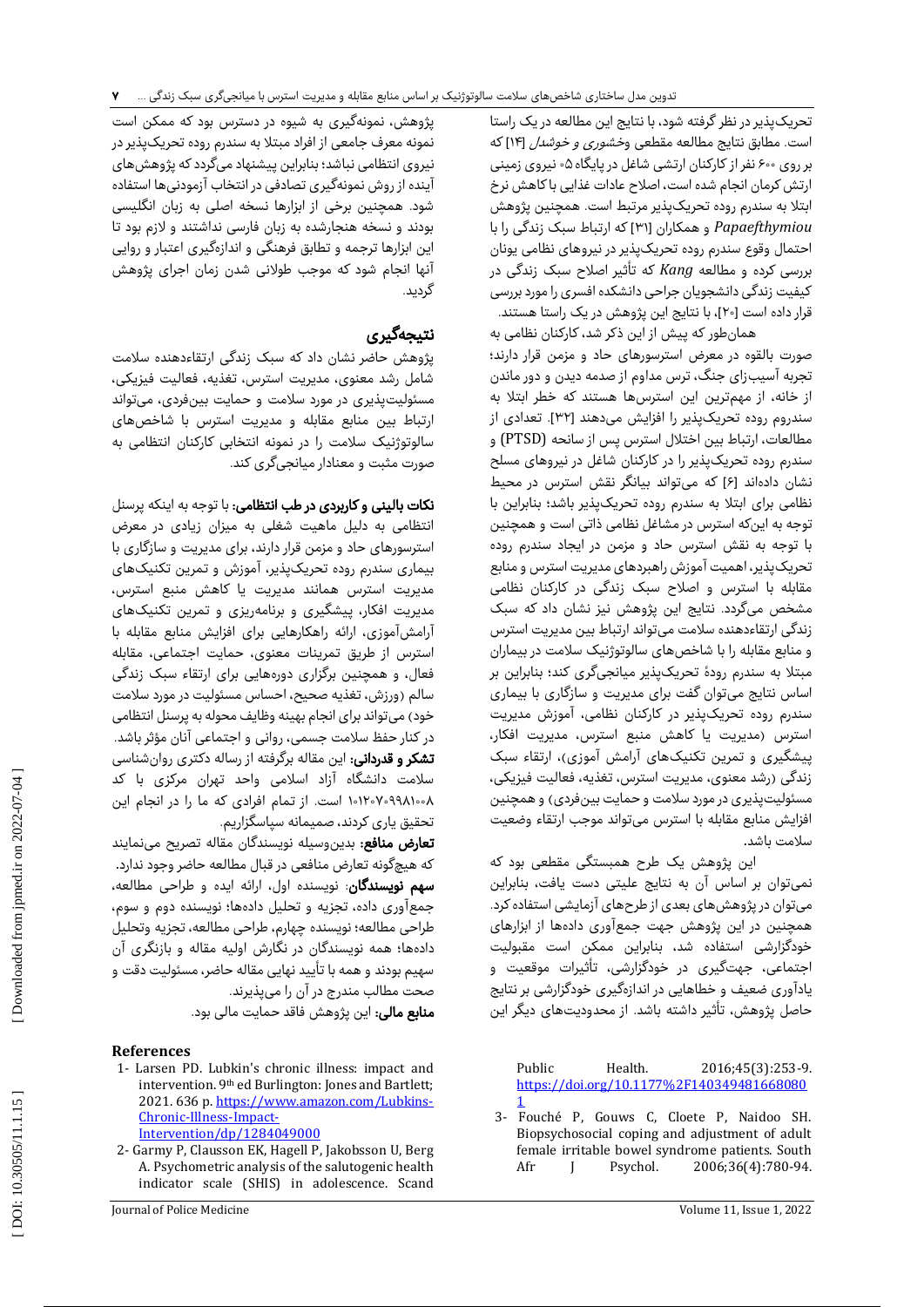تحریک‌پذیر در نظر گرفته شود، با نتایج این مطالعه در یک راستا است. مطابق نتایج مطالعه مقطعی *وخشوری و خوشدل* [۱۴] که بر روی ۶۰۰ نفر از کارکنان ارتشی شاغل در پایگاه ۰۵ نیروی زمینی ارتش کرمان انجام شده است، اصلاح عادات غذایی با کاهش نرخ ابتلا به سندرم روده تحریک‌پذیر مرتبط است. همچنین پژوهش *Papaefthymiou* و همکاران [۳۱] که ارتباط سبک زندگی را با احتمال وقوع سندرم روده تحریک‌پذیر در نیروهای نظامی یونان بررسی کرده و مطالعه *Kang* که تأثیر اصلاح سبک زندگی در کیفیت زندگی دانشجویان جراحی دانشکده افسری را مورد بررسی قرار داده است [۲۰]، با نتایج این پژوهش در یک راستا هستند.

همان‌طور که پیش از این ذکر شد، کارکنان نظامی به صورت بالقوه در معرض استرسورهای حاد و مزمن قرار دارند؛ تجربه آسیب‌زای جنگ، ترس مداوم از صدمه دیدن و دور ماندن از خانه، از مهم‌ترین این استرس‌ها هستند که خطر ابتلا به سندروم روده تحریک‌پذیر را افزایش می‌دهند [۳۲]. تعدادی از مطالعات، ارتباط بین اختلال استرس پس از سانحه (PTSD) و سندرم روده تحریک‌پذیر را در کارکنان شاغل در نیروهای مسلح نشان داده‌اند [۶] که می‌تواند بیانگر نقش استرس در محیط نظامی برای ابتلا به سندرم روده تحریک‌پذیر باشد؛ بنابراین با توجه به این‌که استرس در مشاغل نظامی ذاتی است و همچنین با توجه به نقش استرس حاد و مزمن در ایجاد سندرم روده تحریک‌پذیر، اهمیت آموزش راهبردهای مدیریت استرس و منابع مقابله با استرس و اصلاح سبک زندگی در کارکنان نظامی مشخص می‌گردد. نتایج این پژوهش نیز نشان داد که سبک زندگی ارتقاءدهنده سلامت می‌تواند ارتباط بین مدیریت استرس و منابع مقابله را با شاخص‌های سالوتوژنیک سلامت در بیماران مبتلا به سندرم رودۀ تحریک‌پذیر میانجی‌گری کند؛ بنابراین بر اساس نتایج می‌توان گفت برای مدیریت و سازگاری با بیماری سندرم روده تحریک‌پذیر در کارکنان نظامی، آموزش مدیریت استرس (مدیریت یا کاهش منبع استرس، مدیریت افکار، پیشگیری و تمرین تکنیک‌های آرامش آموزی)، ارتقاء سبک زندگی (رشد معنوی، مدیریت استرس، تغذیه، فعالیت فیزیکی، مسئولیت‌پذیری در مورد سلامت و حمایت بین‌فردی) و همچنین افزایش منابع مقابله با استرس می‌تواند موجب ارتقاء وضعیت سلامت باشد.

این پژوهش یک طرح همبستگی مقطعی بود که نمی‌توان بر اساس آن به نتایج علیتی دست یافت، بنابراین می‌توان در پژوهش‌های بعدی از طرح‌های آزمایشی استفاده کرد. همچنین در این پژوهش جهت جمع‌آوری داده‌ها از ابزارهای خودگزارشی استفاده شد، بنابراین ممکن است مقبولیت اجتماعی، جهت‌گیری در خودگزارشی، تأثیرات موقعیت و یادآوری ضعیف و خطاهایی در اندازه‌گیری خودگزارشی بر نتایج حاصل پژوهش، تأثیر داشته باشد. از محدودیت‌های دیگر این پژوهش، نمونه‌گیری به شیوه در دسترس بود که ممکن است نمونه معرف جامعی از افراد مبتلا به سندرم روده تحریک‌پذیر در نیروی انتظامی نباشد؛ بنابراین پیشنهاد می‌گردد که پژوهش‌های آینده از روش نمونه‌گیری تصادفی در انتخاب آزمودنی‌ها استفاده شود. همچنین برخی از ابزارها نسخه اصلی به زبان انگلیسی بودند و نسخه هنجارشده به زبان فارسی نداشتند و لازم بود تا این ابزارها ترجمه و تطابق فرهنگی و اندازه‌گیری اعتبار و روایی آنها انجام شود که موجب طولانی شدن زمان اجرای پژوهش گردید.

## نتیجه‌گیری

پژوهش حاضر نشان داد که سبک زندگی ارتقاءدهنده سلامت شامل رشد معنوی، مدیریت استرس، تغذیه، فعالیت فیزیکی، مسئولیت‌پذیری در مورد سلامت و حمایت بین‌فردی، می‌تواند ارتباط بین منابع مقابله و مدیریت استرس با شاخص‌های سالوتوژنیک سلامت را در نمونه انتخابی کارکنان انتظامی به صورت مثبت و معنادار میانجی‌گری کند.

**نکات بالینی و کاربردی در طب انتظامی:** با توجه به اینکه پرسنل انتظامی به دلیل ماهیت شغلی به میزان زیادی در معرض استرسورهای حاد و مزمن قرار دارند، برای مدیریت و سازگاری با بیماری سندرم روده تحریک‌پذیر، آموزش و تمرین تکنیک‌های مدیریت استرس همانند مدیریت یا کاهش منبع استرس، مدیریت افکار، پیشگیری و برنامه‌ریزی و تمرین تکنیک‌های آرامش‌آموزی، ارائه راهکارهایی برای افزایش منابع مقابله با استرس از طریق تمرینات معنوی، حمایت اجتماعی، مقابله فعال، و همچنین برگزاری دوره‌هایی برای ارتقاء سبک زندگی سالم (ورزش، تغذیه صحیح، احساس مسئولیت در مورد سلامت خود) می‌تواند برای انجام بهینه وظایف محوله به پرسنل انتظامی در کنار حفظ سلامت جسمی، روانی و اجتماعی آنان مؤثر باشد.

**تشکر و قدردانی:** این مقاله برگرفته از رساله دکتری روان‌شناسی سلامت دانشگاه آزاد اسلامی واحد تهران مرکزی با کد ۱۰۱۲۰۷۰۹۹۸۱۰۰۸ است. از تمام افرادی که ما را در انجام این تحقیق یاری کردند، صمیمانه سپاسگزاریم.

**تعارض منافع:** بدین‌وسیله نویسندگان مقاله تصریح می‌نمایند که هیچ‌گونه تعارض منافعی در قبال مطالعه حاضر وجود ندارد.

**سهم نویسندگان:** نویسنده اول، ارائه ایده و طراحی مطالعه، جمع‌آوری داده، تجزیه و تحلیل داده‌ها؛ نویسنده دوم و سوم، طراحی مطالعه؛ نویسنده چهارم، طراحی مطالعه، تجزیه وتحلیل داده‌ها؛ همه نویسندگان در نگارش اولیه مقاله و بازنگری آن سهیم بودند و همه با تأیید نهایی مقاله حاضر، مسئولیت دقت و صحت مطالب مندرج در آن را می‌پذیرند.

**منابع مالی:** این پژوهش فاقد حمایت مالی بود.

## References

1- Larsen PD. Lubkin's chronic illness: impact and intervention. 9th ed Burlington: Jones and Bartlett; 2021. 636 p. https://www.amazon.com/Lubkins-Chronic-Illness-Impact-Intervention/dp/1284049000

2- Garmy P, Clausson EK, Hagell P, Jakobsson U, Berg A. Psychometric analysis of the salutogenic health indicator scale (SHIS) in adolescence. Scand Public Health. 2016;45(3):253-9. https://doi.org/10.1177%2F1403494816680801

3- Fouché P, Gouws C, Cloete P, Naidoo SH. Biopsychosocial coping and adjustment of adult female irritable bowel syndrome patients. South Afr J Psychol. 2006;36(4):780-94.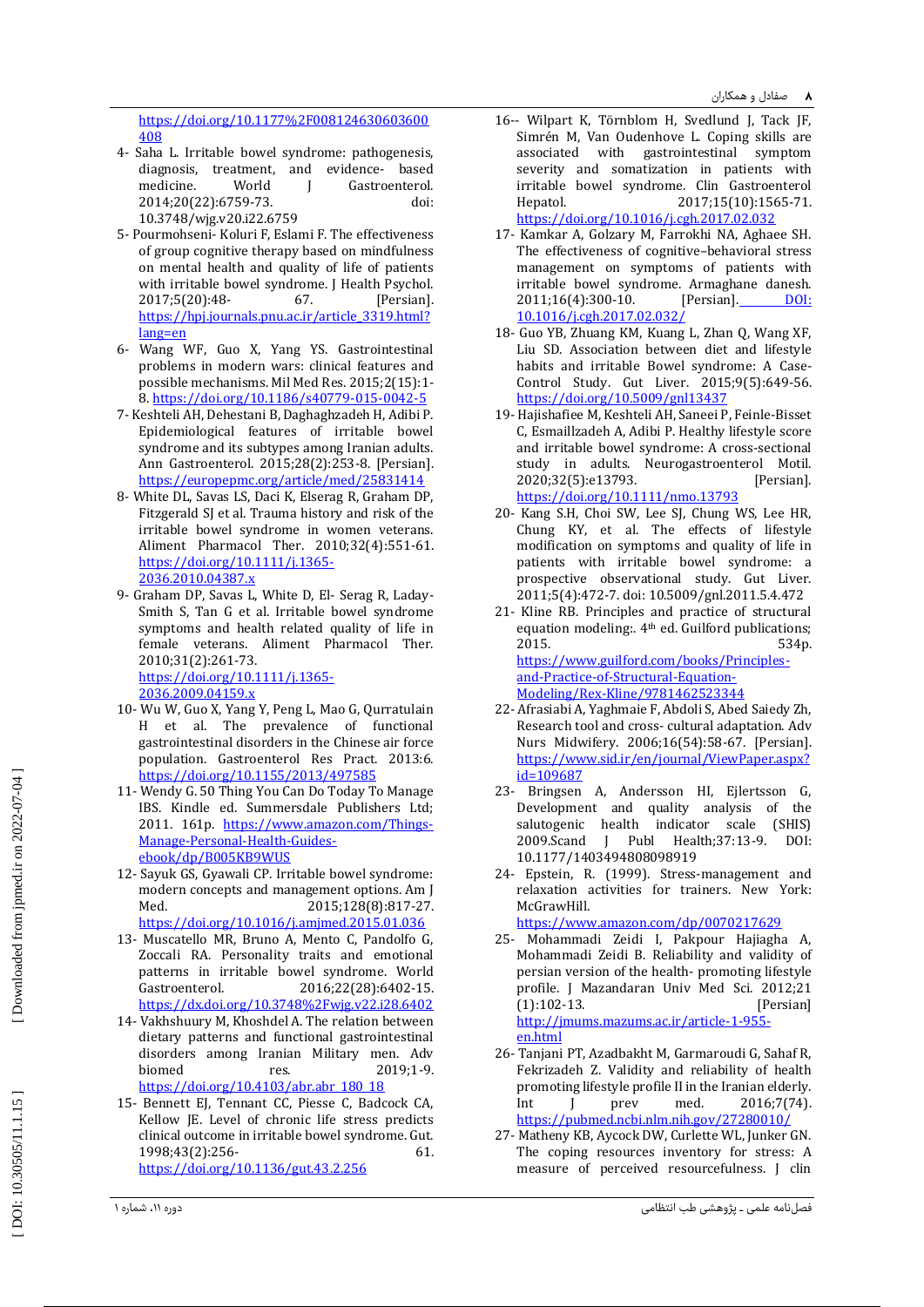https://doi.org/10.1177%2F008124630603600408

4- Saha L. Irritable bowel syndrome: pathogenesis, diagnosis, treatment, and evidence- based medicine. World J Gastroenterol. 2014;20(22):6759-73. doi: 10.3748/wjg.v20.i22.6759

5- Pourmohseni- Koluri F, Eslami F. The effectiveness of group cognitive therapy based on mindfulness on mental health and quality of life of patients with irritable bowel syndrome. J Health Psychol. 2017;5(20):48- 67. [Persian]. https://hpj.journals.pnu.ac.ir/article_3319.html?lang=en

6- Wang WF, Guo X, Yang YS. Gastrointestinal problems in modern wars: clinical features and possible mechanisms. Mil Med Res. 2015;2(15):1-8. https://doi.org/10.1186/s40779-015-0042-5

7- Keshteli AH, Dehestani B, Daghaghzadeh H, Adibi P. Epidemiological features of irritable bowel syndrome and its subtypes among Iranian adults. Ann Gastroenterol. 2015;28(2):253-8. [Persian]. https://europepmc.org/article/med/25831414

8- White DL, Savas LS, Daci K, Elserag R, Graham DP, Fitzgerald SJ et al. Trauma history and risk of the irritable bowel syndrome in women veterans. Aliment Pharmacol Ther. 2010;32(4):551-61. https://doi.org/10.1111/j.1365-2036.2010.04387.x

9- Graham DP, Savas L, White D, El- Serag R, Laday-Smith S, Tan G et al. Irritable bowel syndrome symptoms and health related quality of life in female veterans. Aliment Pharmacol Ther. 2010;31(2):261-73. https://doi.org/10.1111/j.1365-2036.2009.04159.x

10- Wu W, Guo X, Yang Y, Peng L, Mao G, Qurratulain H et al. The prevalence of functional gastrointestinal disorders in the Chinese air force population. Gastroenterol Res Pract. 2013:6. https://doi.org/10.1155/2013/497585

11- Wendy G. 50 Thing You Can Do Today To Manage IBS. Kindle ed. Summersdale Publishers Ltd; 2011. 161p. https://www.amazon.com/Things-Manage-Personal-Health-Guides-ebook/dp/B005KB9WUS

12- Sayuk GS, Gyawali CP. Irritable bowel syndrome: modern concepts and management options. Am J Med. 2015;128(8):817-27. https://doi.org/10.1016/j.amjmed.2015.01.036

13- Muscatello MR, Bruno A, Mento C, Pandolfo G, Zoccali RA. Personality traits and emotional patterns in irritable bowel syndrome. World Gastroenterol. 2016;22(28):6402-15. https://dx.doi.org/10.3748%2Fwjg.v22.i28.6402

14- Vakhshuury M, Khoshdel A. The relation between dietary patterns and functional gastrointestinal disorders among Iranian Military men. Adv biomed res. 2019;1-9. https://doi.org/10.4103/abr.abr_180_18

15- Bennett EJ, Tennant CC, Piesse C, Badcock CA, Kellow JE. Level of chronic life stress predicts clinical outcome in irritable bowel syndrome. Gut. 1998;43(2):256- 61. https://doi.org/10.1136/gut.43.2.256

16-- Wilpart K, Törnblom H, Svedlund J, Tack JF, Simrén M, Van Oudenhove L. Coping skills are associated with gastrointestinal symptom severity and somatization in patients with irritable bowel syndrome. Clin Gastroenterol Hepatol. 2017;15(10):1565-71. https://doi.org/10.1016/j.cgh.2017.02.032

17- Kamkar A, Golzary M, Farrokhi NA, Aghaee SH. The effectiveness of cognitive–behavioral stress management on symptoms of patients with irritable bowel syndrome. Armaghane danesh. 2011;16(4):300-10. [Persian]. DOI: 10.1016/j.cgh.2017.02.032/

18- Guo YB, Zhuang KM, Kuang L, Zhan Q, Wang XF, Liu SD. Association between diet and lifestyle habits and irritable Bowel syndrome: A Case-Control Study. Gut Liver. 2015;9(5):649-56. https://doi.org/10.5009/gnl13437

19- Hajishafiee M, Keshteli AH, Saneei P, Feinle-Bisset C, Esmaillzadeh A, Adibi P. Healthy lifestyle score and irritable bowel syndrome: A cross-sectional study in adults. Neurogastroenterol Motil. 2020;32(5):e13793. [Persian]. https://doi.org/10.1111/nmo.13793

20- Kang S.H, Choi SW, Lee SJ, Chung WS, Lee HR, Chung KY, et al. The effects of lifestyle modification on symptoms and quality of life in patients with irritable bowel syndrome: a prospective observational study. Gut Liver. 2011;5(4):472-7. doi: 10.5009/gnl.2011.5.4.472

21- Kline RB. Principles and practice of structural equation modeling:. 4th ed. Guilford publications; 2015. 534p. https://www.guilford.com/books/Principles-and-Practice-of-Structural-Equation-Modeling/Rex-Kline/9781462523344

22- Afrasiabi A, Yaghmaie F, Abdoli S, Abed Saiedy Zh, Research tool and cross- cultural adaptation. Adv Nurs Midwifery. 2006;16(54):58-67. [Persian]. https://www.sid.ir/en/journal/ViewPaper.aspx?id=109687

23- Bringsen A, Andersson HI, Ejlertsson G, Development and quality analysis of the salutogenic health indicator scale (SHIS) 2009.Scand J Publ Health;37:13-9. DOI: 10.1177/1403494808098919

24- Epstein, R. (1999). Stress-management and relaxation activities for trainers. New York: McGrawHill. https://www.amazon.com/dp/0070217629

25- Mohammadi Zeidi I, Pakpour Hajiagha A, Mohammadi Zeidi B. Reliability and validity of persian version of the health- promoting lifestyle profile. J Mazandaran Univ Med Sci. 2012;21 (1):102-13. [Persian] http://jmums.mazums.ac.ir/article-1-955-en.html

26- Tanjani PT, Azadbakht M, Garmaroudi G, Sahaf R, Fekrizadeh Z. Validity and reliability of health promoting lifestyle profile II in the Iranian elderly. Int J prev med. 2016;7(74). https://pubmed.ncbi.nlm.nih.gov/27280010/

27- Matheny KB, Aycock DW, Curlette WL, Junker GN. The coping resources inventory for stress: A measure of perceived resourcefulness. J clin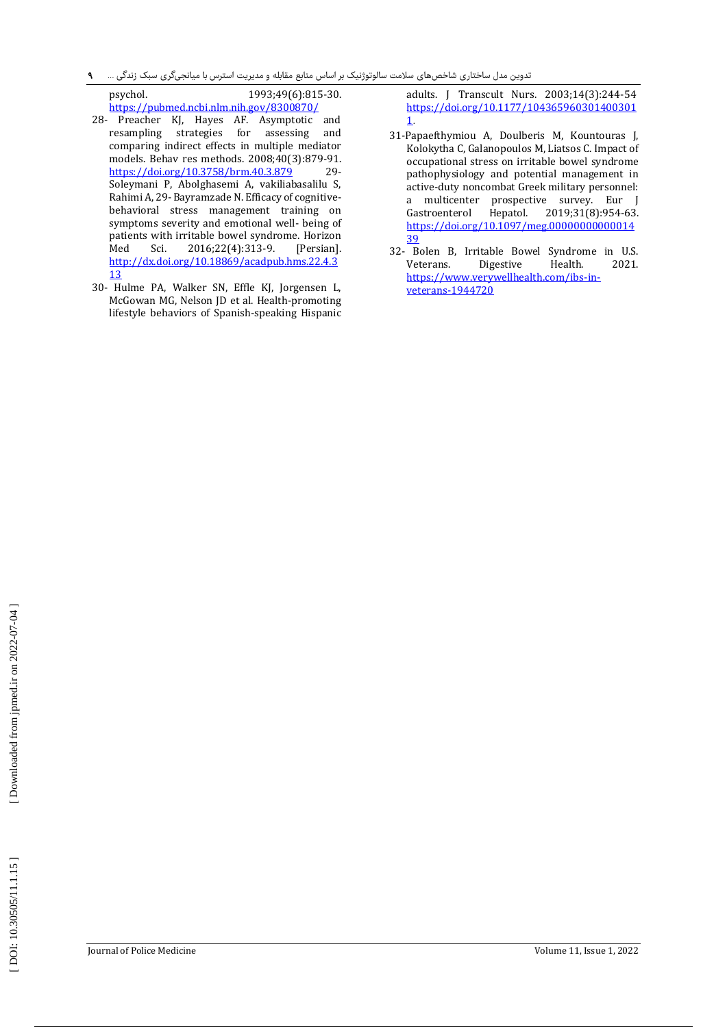psychol. 1993;49(6):815-30. https://pubmed.ncbi.nlm.nih.gov/8300870/

28- Preacher KJ, Hayes AF. Asymptotic and resampling strategies for assessing and comparing indirect effects in multiple mediator models. Behav res methods. 2008;40(3):879-91. https://doi.org/10.3758/brm.40.3.879 29- Soleymani P, Abolghasemi A, vakiliabasalilu S, Rahimi A, 29- Bayramzade N. Efficacy of cognitive-behavioral stress management training on symptoms severity and emotional well- being of patients with irritable bowel syndrome. Horizon Med Sci. 2016;22(4):313-9. [Persian]. http://dx.doi.org/10.18869/acadpub.hms.22.4.313

30- Hulme PA, Walker SN, Effle KJ, Jorgensen L, McGowan MG, Nelson JD et al. Health-promoting lifestyle behaviors of Spanish-speaking Hispanic adults. J Transcult Nurs. 2003;14(3):244-54 https://doi.org/10.1177/1043659603014003011.

31-Papaefthymiou A, Doulberis M, Kountouras J, Kolokytha C, Galanopoulos M, Liatsos C. Impact of occupational stress on irritable bowel syndrome pathophysiology and potential management in active-duty noncombat Greek military personnel: a multicenter prospective survey. Eur J Gastroenterol Hepatol. 2019;31(8):954-63. https://doi.org/10.1097/meg.0000000000001439

32- Bolen B, Irritable Bowel Syndrome in U.S. Veterans. Digestive Health. 2021. https://www.verywellhealth.com/ibs-in-veterans-1944720